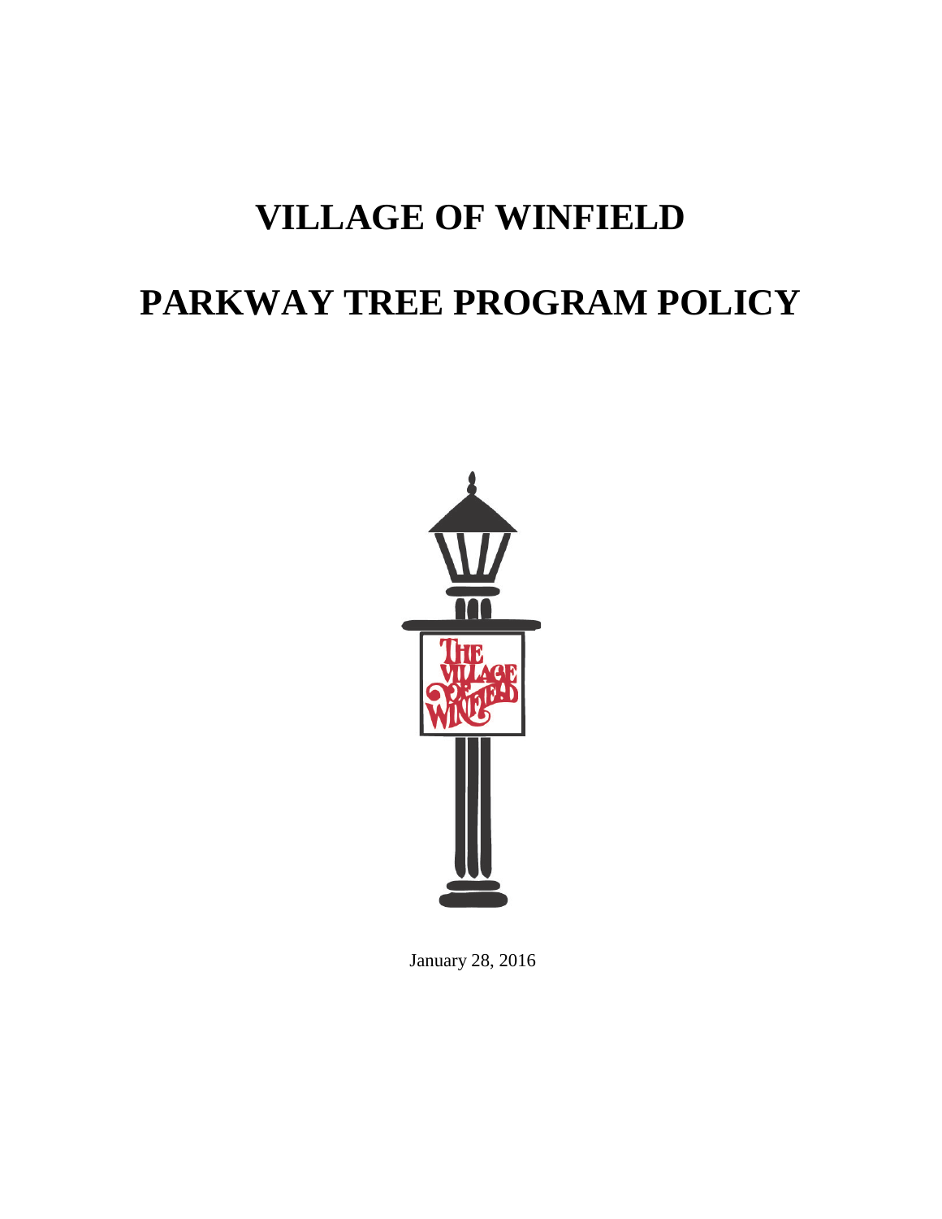# VILLAGE OF WINFIELD

# PARKWAY TREE PROGRAM POLICY

January 28, 2016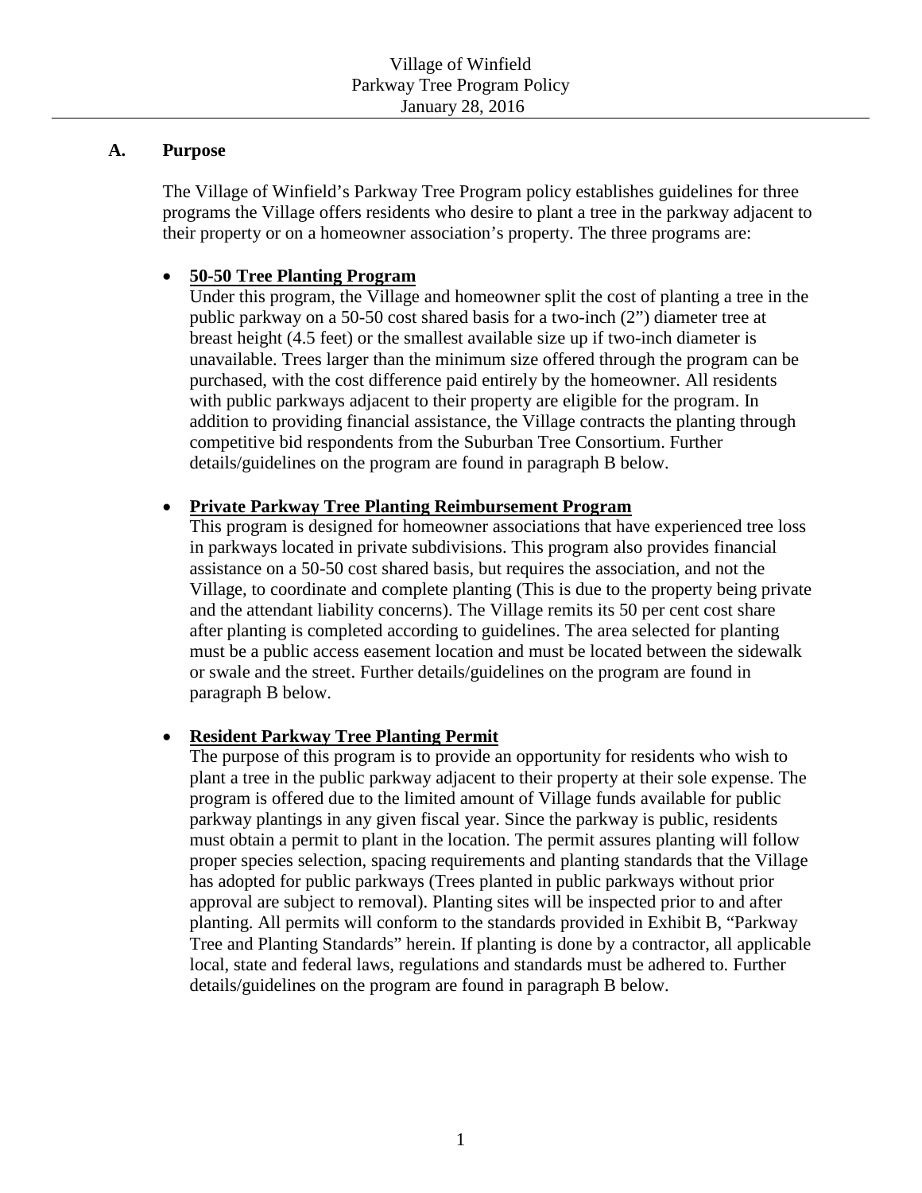Village of Winfield
Parkway Tree Program Policy
January 28, 2016

## A. Purpose

The Village of Winfield's Parkway Tree Program policy establishes guidelines for three programs the Village offers residents who desire to plant a tree in the parkway adjacent to their property or on a homeowner association's property. The three programs are:

- **<u>50-50 Tree Planting Program</u>**
  Under this program, the Village and homeowner split the cost of planting a tree in the public parkway on a 50-50 cost shared basis for a two-inch (2") diameter tree at breast height (4.5 feet) or the smallest available size up if two-inch diameter is unavailable. Trees larger than the minimum size offered through the program can be purchased, with the cost difference paid entirely by the homeowner. All residents with public parkways adjacent to their property are eligible for the program. In addition to providing financial assistance, the Village contracts the planting through competitive bid respondents from the Suburban Tree Consortium. Further details/guidelines on the program are found in paragraph B below.

- **<u>Private Parkway Tree Planting Reimbursement Program</u>**
  This program is designed for homeowner associations that have experienced tree loss in parkways located in private subdivisions. This program also provides financial assistance on a 50-50 cost shared basis, but requires the association, and not the Village, to coordinate and complete planting (This is due to the property being private and the attendant liability concerns). The Village remits its 50 per cent cost share after planting is completed according to guidelines. The area selected for planting must be a public access easement location and must be located between the sidewalk or swale and the street. Further details/guidelines on the program are found in paragraph B below.

- **<u>Resident Parkway Tree Planting Permit</u>**
  The purpose of this program is to provide an opportunity for residents who wish to plant a tree in the public parkway adjacent to their property at their sole expense. The program is offered due to the limited amount of Village funds available for public parkway plantings in any given fiscal year. Since the parkway is public, residents must obtain a permit to plant in the location. The permit assures planting will follow proper species selection, spacing requirements and planting standards that the Village has adopted for public parkways (Trees planted in public parkways without prior approval are subject to removal). Planting sites will be inspected prior to and after planting. All permits will conform to the standards provided in Exhibit B, "Parkway Tree and Planting Standards" herein. If planting is done by a contractor, all applicable local, state and federal laws, regulations and standards must be adhered to. Further details/guidelines on the program are found in paragraph B below.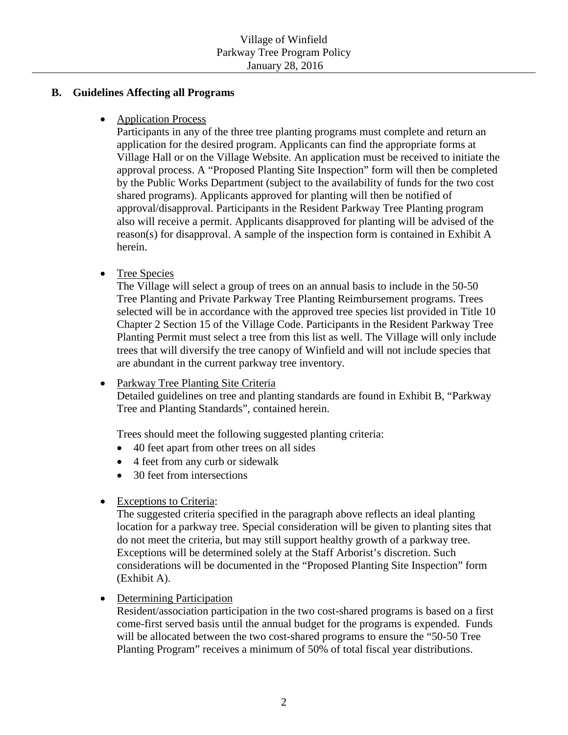## B. Guidelines Affecting all Programs

- Application Process

  Participants in any of the three tree planting programs must complete and return an application for the desired program. Applicants can find the appropriate forms at Village Hall or on the Village Website. An application must be received to initiate the approval process. A "Proposed Planting Site Inspection" form will then be completed by the Public Works Department (subject to the availability of funds for the two cost shared programs). Applicants approved for planting will then be notified of approval/disapproval. Participants in the Resident Parkway Tree Planting program also will receive a permit. Applicants disapproved for planting will be advised of the reason(s) for disapproval. A sample of the inspection form is contained in Exhibit A herein.

- Tree Species

  The Village will select a group of trees on an annual basis to include in the 50-50 Tree Planting and Private Parkway Tree Planting Reimbursement programs. Trees selected will be in accordance with the approved tree species list provided in Title 10 Chapter 2 Section 15 of the Village Code. Participants in the Resident Parkway Tree Planting Permit must select a tree from this list as well. The Village will only include trees that will diversify the tree canopy of Winfield and will not include species that are abundant in the current parkway tree inventory.

- Parkway Tree Planting Site Criteria

  Detailed guidelines on tree and planting standards are found in Exhibit B, "Parkway Tree and Planting Standards", contained herein.

  Trees should meet the following suggested planting criteria:

  - 40 feet apart from other trees on all sides
  - 4 feet from any curb or sidewalk
  - 30 feet from intersections

- Exceptions to Criteria:

  The suggested criteria specified in the paragraph above reflects an ideal planting location for a parkway tree. Special consideration will be given to planting sites that do not meet the criteria, but may still support healthy growth of a parkway tree. Exceptions will be determined solely at the Staff Arborist's discretion. Such considerations will be documented in the "Proposed Planting Site Inspection" form (Exhibit A).

- Determining Participation

  Resident/association participation in the two cost-shared programs is based on a first come-first served basis until the annual budget for the programs is expended. Funds will be allocated between the two cost-shared programs to ensure the "50-50 Tree Planting Program" receives a minimum of 50% of total fiscal year distributions.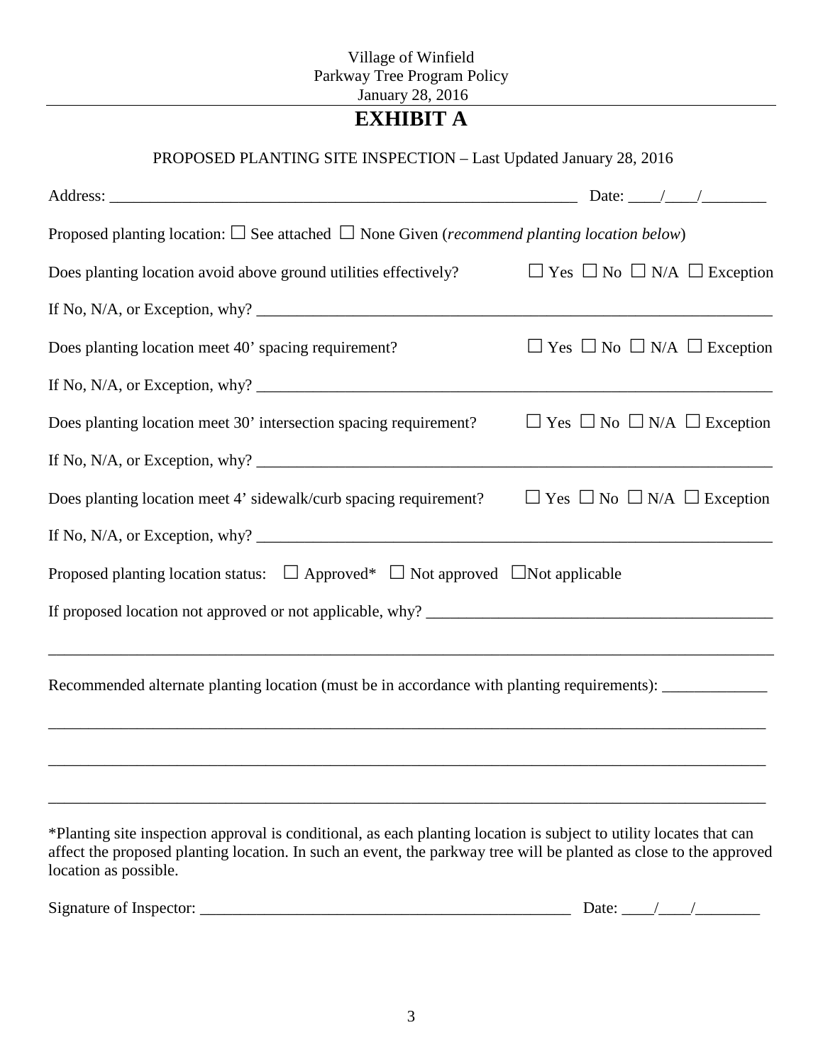# EXHIBIT A

PROPOSED PLANTING SITE INSPECTION – Last Updated January 28, 2016

Address: ____________________________________________________________ Date: ____/____/________

Proposed planting location: ☐ See attached ☐ None Given (*recommend planting location below*)

Does planting location avoid above ground utilities effectively? ☐ Yes ☐ No ☐ N/A ☐ Exception

If No, N/A, or Exception, why? ____________________________________________________________

Does planting location meet 40' spacing requirement? ☐ Yes ☐ No ☐ N/A ☐ Exception

If No, N/A, or Exception, why? ____________________________________________________________

Does planting location meet 30' intersection spacing requirement? ☐ Yes ☐ No ☐ N/A ☐ Exception

If No, N/A, or Exception, why? ____________________________________________________________

Does planting location meet 4' sidewalk/curb spacing requirement? ☐ Yes ☐ No ☐ N/A ☐ Exception

If No, N/A, or Exception, why? ____________________________________________________________

Proposed planting location status: ☐ Approved* ☐ Not approved ☐Not applicable

If proposed location not approved or not applicable, why? ________________________________________

_____________________________________________________________________________________

Recommended alternate planting location (must be in accordance with planting requirements): _____________

_____________________________________________________________________________________

_____________________________________________________________________________________

_____________________________________________________________________________________

*Planting site inspection approval is conditional, as each planting location is subject to utility locates that can affect the proposed planting location. In such an event, the parkway tree will be planted as close to the approved location as possible.

Signature of Inspector: _______________________________________________ Date: ____/____/________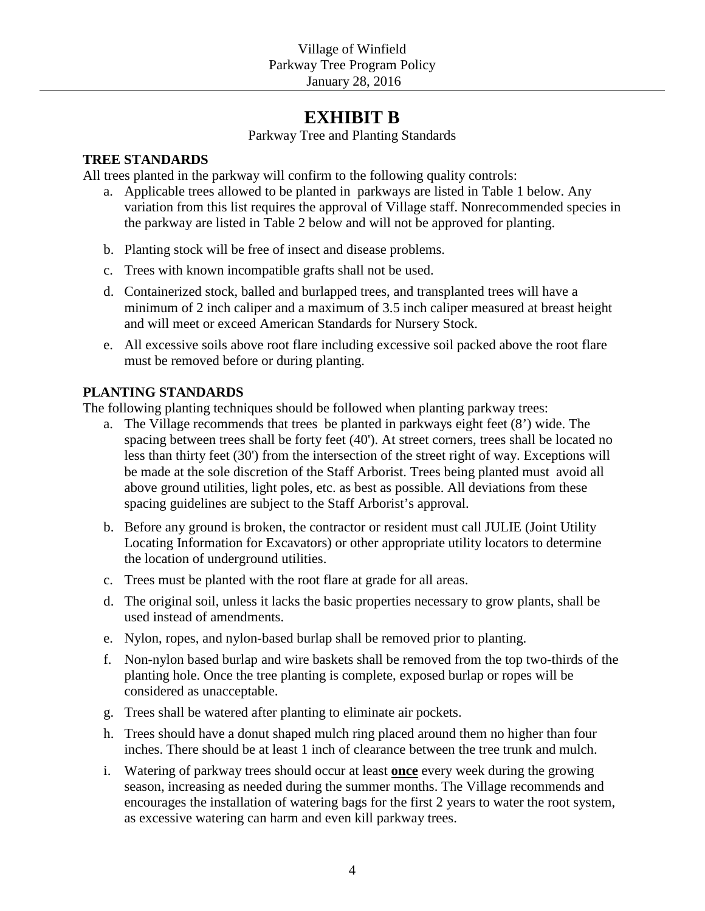# EXHIBIT B

Parkway Tree and Planting Standards

**TREE STANDARDS**

All trees planted in the parkway will confirm to the following quality controls:

a. Applicable trees allowed to be planted in parkways are listed in Table 1 below. Any variation from this list requires the approval of Village staff. Nonrecommended species in the parkway are listed in Table 2 below and will not be approved for planting.

b. Planting stock will be free of insect and disease problems.

c. Trees with known incompatible grafts shall not be used.

d. Containerized stock, balled and burlapped trees, and transplanted trees will have a minimum of 2 inch caliper and a maximum of 3.5 inch caliper measured at breast height and will meet or exceed American Standards for Nursery Stock.

e. All excessive soils above root flare including excessive soil packed above the root flare must be removed before or during planting.

**PLANTING STANDARDS**

The following planting techniques should be followed when planting parkway trees:

a. The Village recommends that trees be planted in parkways eight feet (8') wide. The spacing between trees shall be forty feet (40'). At street corners, trees shall be located no less than thirty feet (30') from the intersection of the street right of way. Exceptions will be made at the sole discretion of the Staff Arborist. Trees being planted must avoid all above ground utilities, light poles, etc. as best as possible. All deviations from these spacing guidelines are subject to the Staff Arborist's approval.

b. Before any ground is broken, the contractor or resident must call JULIE (Joint Utility Locating Information for Excavators) or other appropriate utility locators to determine the location of underground utilities.

c. Trees must be planted with the root flare at grade for all areas.

d. The original soil, unless it lacks the basic properties necessary to grow plants, shall be used instead of amendments.

e. Nylon, ropes, and nylon-based burlap shall be removed prior to planting.

f. Non-nylon based burlap and wire baskets shall be removed from the top two-thirds of the planting hole. Once the tree planting is complete, exposed burlap or ropes will be considered as unacceptable.

g. Trees shall be watered after planting to eliminate air pockets.

h. Trees should have a donut shaped mulch ring placed around them no higher than four inches. There should be at least 1 inch of clearance between the tree trunk and mulch.

i. Watering of parkway trees should occur at least **once** every week during the growing season, increasing as needed during the summer months. The Village recommends and encourages the installation of watering bags for the first 2 years to water the root system, as excessive watering can harm and even kill parkway trees.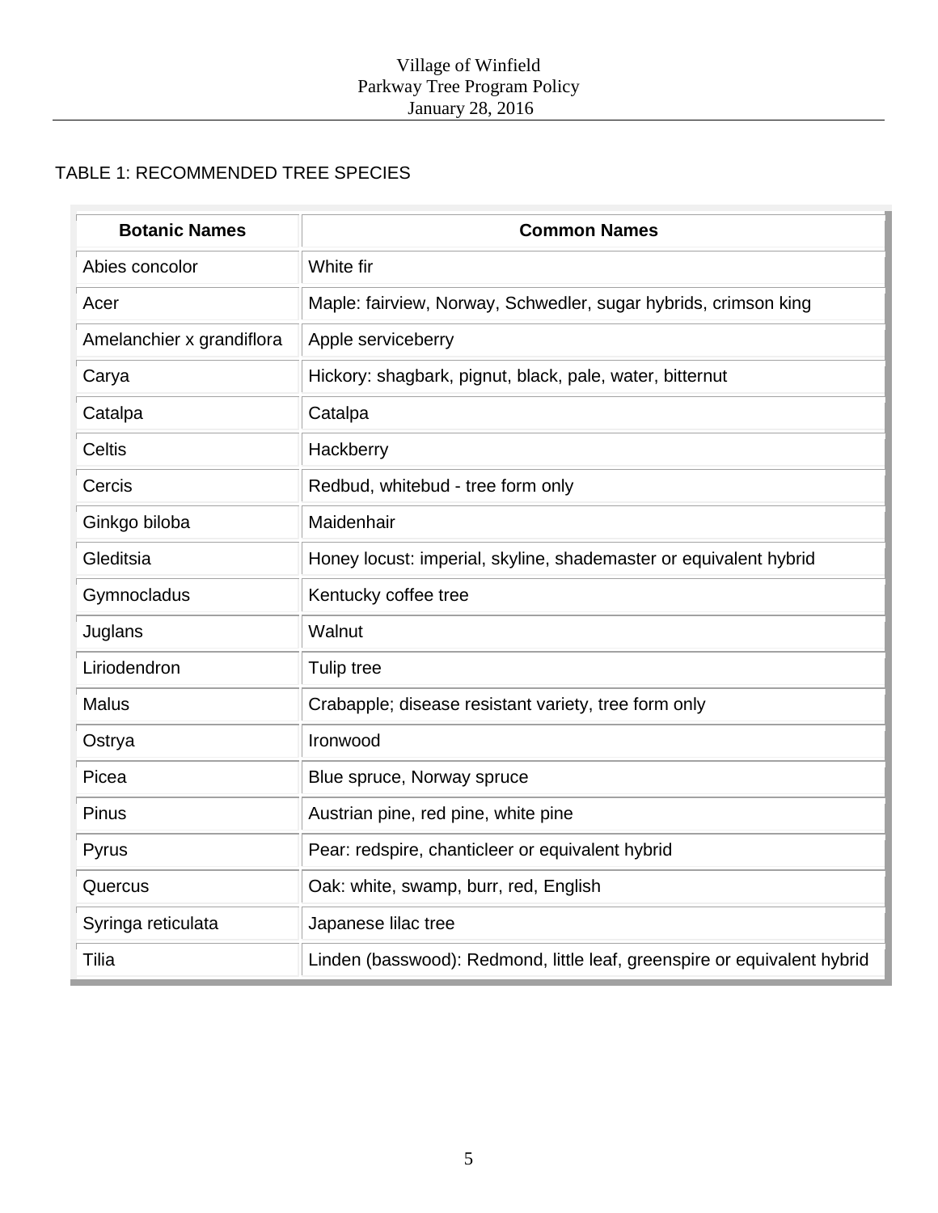TABLE 1: RECOMMENDED TREE SPECIES

| Botanic Names | Common Names |
|---|---|
| Abies concolor | White fir |
| Acer | Maple: fairview, Norway, Schwedler, sugar hybrids, crimson king |
| Amelanchier x grandiflora | Apple serviceberry |
| Carya | Hickory: shagbark, pignut, black, pale, water, bitternut |
| Catalpa | Catalpa |
| Celtis | Hackberry |
| Cercis | Redbud, whitebud - tree form only |
| Ginkgo biloba | Maidenhair |
| Gleditsia | Honey locust: imperial, skyline, shademaster or equivalent hybrid |
| Gymnocladus | Kentucky coffee tree |
| Juglans | Walnut |
| Liriodendron | Tulip tree |
| Malus | Crabapple; disease resistant variety, tree form only |
| Ostrya | Ironwood |
| Picea | Blue spruce, Norway spruce |
| Pinus | Austrian pine, red pine, white pine |
| Pyrus | Pear: redspire, chanticleer or equivalent hybrid |
| Quercus | Oak: white, swamp, burr, red, English |
| Syringa reticulata | Japanese lilac tree |
| Tilia | Linden (basswood): Redmond, little leaf, greenspire or equivalent hybrid |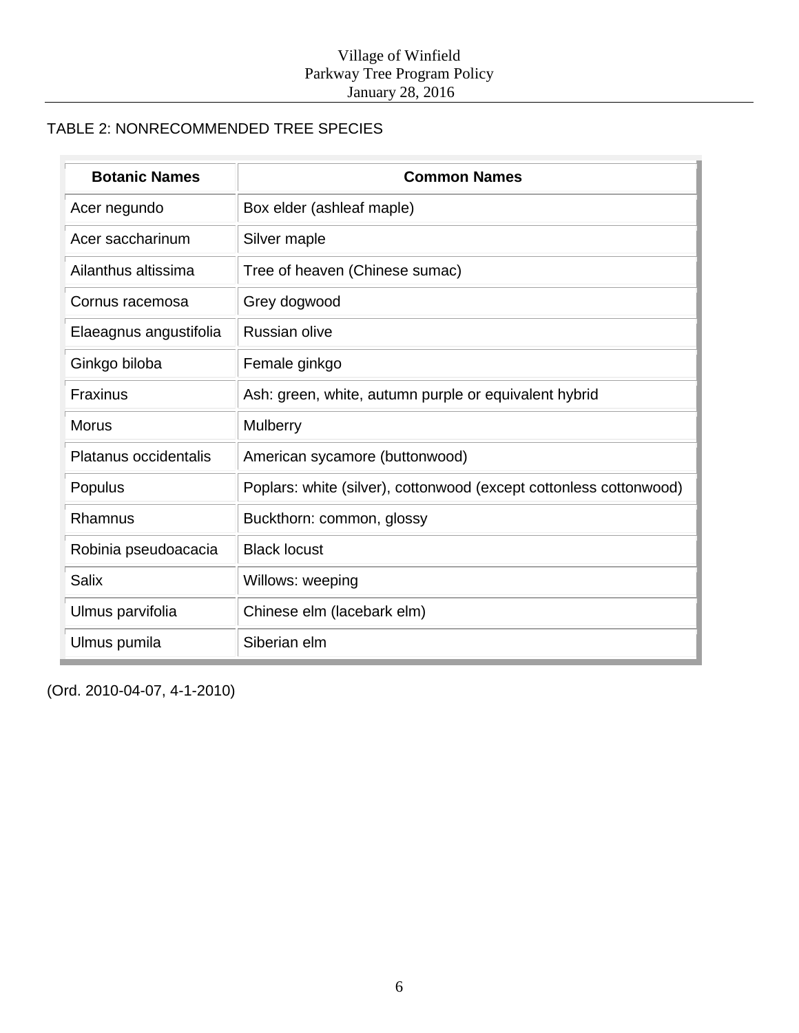TABLE 2: NONRECOMMENDED TREE SPECIES

| Botanic Names | Common Names |
|---|---|
| Acer negundo | Box elder (ashleaf maple) |
| Acer saccharinum | Silver maple |
| Ailanthus altissima | Tree of heaven (Chinese sumac) |
| Cornus racemosa | Grey dogwood |
| Elaeagnus angustifolia | Russian olive |
| Ginkgo biloba | Female ginkgo |
| Fraxinus | Ash: green, white, autumn purple or equivalent hybrid |
| Morus | Mulberry |
| Platanus occidentalis | American sycamore (buttonwood) |
| Populus | Poplars: white (silver), cottonwood (except cottonless cottonwood) |
| Rhamnus | Buckthorn: common, glossy |
| Robinia pseudoacacia | Black locust |
| Salix | Willows: weeping |
| Ulmus parvifolia | Chinese elm (lacebark elm) |
| Ulmus pumila | Siberian elm |

(Ord. 2010-04-07, 4-1-2010)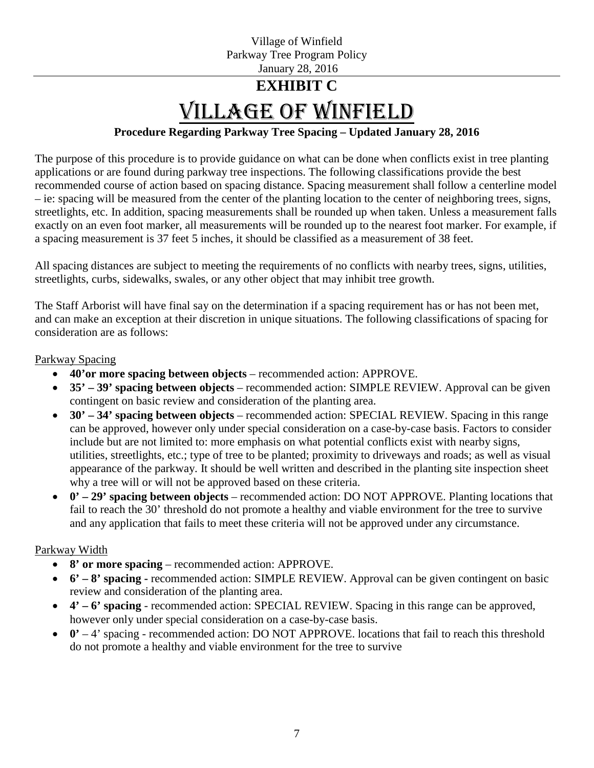# EXHIBIT C

# VILLAGE OF WINFIELD

**Procedure Regarding Parkway Tree Spacing – Updated January 28, 2016**

The purpose of this procedure is to provide guidance on what can be done when conflicts exist in tree planting applications or are found during parkway tree inspections. The following classifications provide the best recommended course of action based on spacing distance. Spacing measurement shall follow a centerline model – ie: spacing will be measured from the center of the planting location to the center of neighboring trees, signs, streetlights, etc. In addition, spacing measurements shall be rounded up when taken. Unless a measurement falls exactly on an even foot marker, all measurements will be rounded up to the nearest foot marker. For example, if a spacing measurement is 37 feet 5 inches, it should be classified as a measurement of 38 feet.

All spacing distances are subject to meeting the requirements of no conflicts with nearby trees, signs, utilities, streetlights, curbs, sidewalks, swales, or any other object that may inhibit tree growth.

The Staff Arborist will have final say on the determination if a spacing requirement has or has not been met, and can make an exception at their discretion in unique situations. The following classifications of spacing for consideration are as follows:

Parkway Spacing

- **40'or more spacing between objects** – recommended action: APPROVE.
- **35' – 39' spacing between objects** – recommended action: SIMPLE REVIEW. Approval can be given contingent on basic review and consideration of the planting area.
- **30' – 34' spacing between objects** – recommended action: SPECIAL REVIEW. Spacing in this range can be approved, however only under special consideration on a case-by-case basis. Factors to consider include but are not limited to: more emphasis on what potential conflicts exist with nearby signs, utilities, streetlights, etc.; type of tree to be planted; proximity to driveways and roads; as well as visual appearance of the parkway. It should be well written and described in the planting site inspection sheet why a tree will or will not be approved based on these criteria.
- **0' – 29' spacing between objects** – recommended action: DO NOT APPROVE. Planting locations that fail to reach the 30' threshold do not promote a healthy and viable environment for the tree to survive and any application that fails to meet these criteria will not be approved under any circumstance.

Parkway Width

- **8' or more spacing** – recommended action: APPROVE.
- **6' – 8' spacing -** recommended action: SIMPLE REVIEW. Approval can be given contingent on basic review and consideration of the planting area.
- **4' – 6' spacing** - recommended action: SPECIAL REVIEW. Spacing in this range can be approved, however only under special consideration on a case-by-case basis.
- **0'** – 4' spacing - recommended action: DO NOT APPROVE. locations that fail to reach this threshold do not promote a healthy and viable environment for the tree to survive